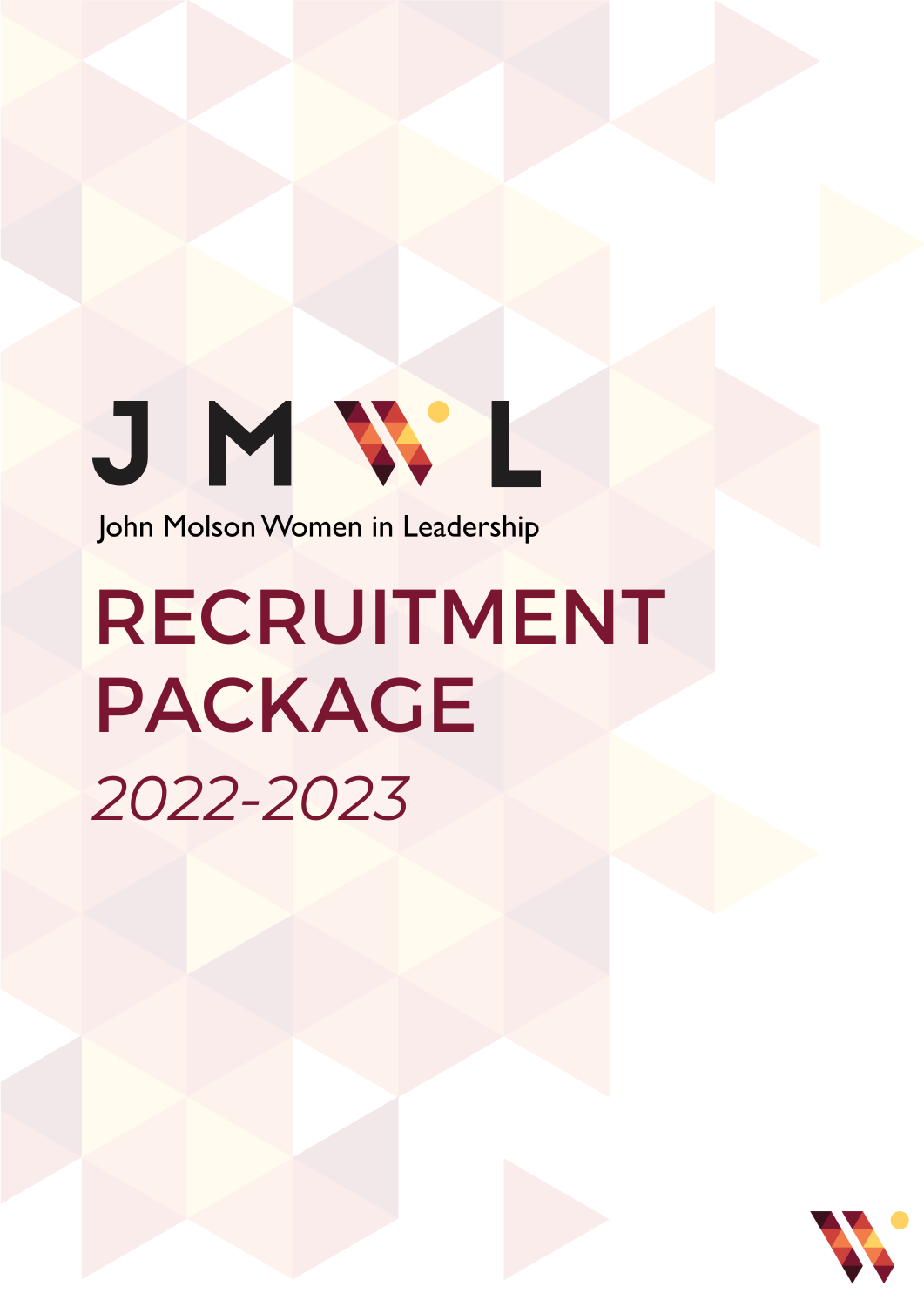JMWL

John Molson Women in Leadership

# RECRUITMENT PACKAGE

*2022-2023*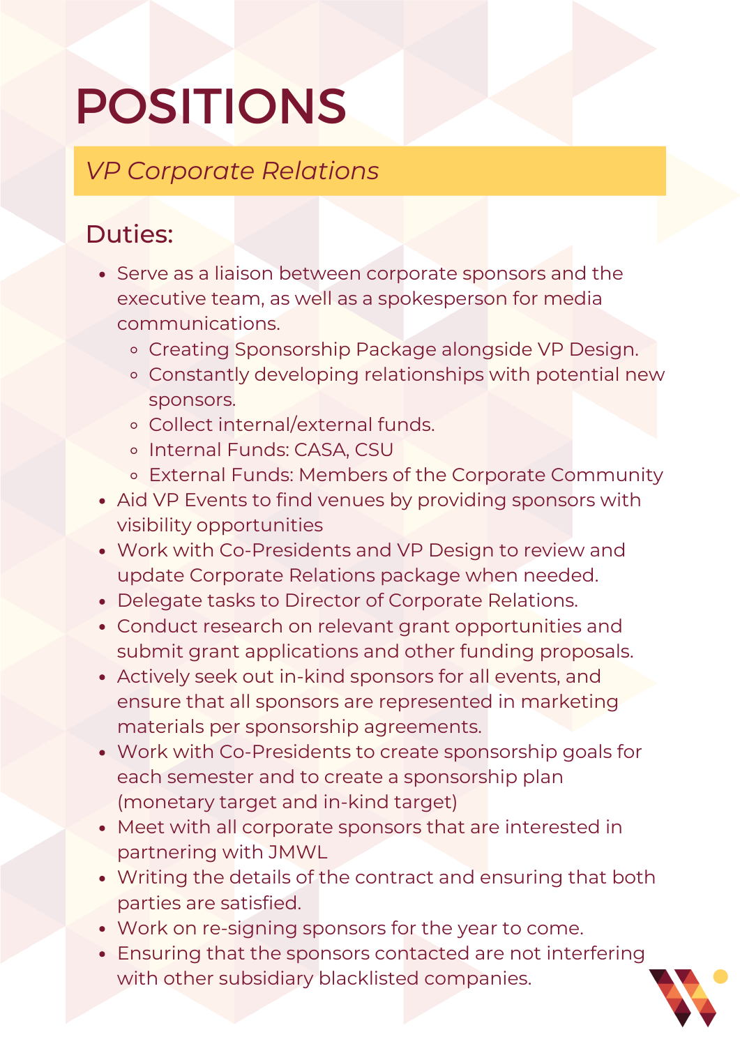# POSITIONS

## *VP Corporate Relations*

### Duties:

- Serve as a liaison between corporate sponsors and the executive team, as well as a spokesperson for media communications.
  - Creating Sponsorship Package alongside VP Design.
  - Constantly developing relationships with potential new sponsors.
  - Collect internal/external funds.
  - Internal Funds: CASA, CSU
  - External Funds: Members of the Corporate Community
- Aid VP Events to find venues by providing sponsors with visibility opportunities
- Work with Co-Presidents and VP Design to review and update Corporate Relations package when needed.
- Delegate tasks to Director of Corporate Relations.
- Conduct research on relevant grant opportunities and submit grant applications and other funding proposals.
- Actively seek out in-kind sponsors for all events, and ensure that all sponsors are represented in marketing materials per sponsorship agreements.
- Work with Co-Presidents to create sponsorship goals for each semester and to create a sponsorship plan (monetary target and in-kind target)
- Meet with all corporate sponsors that are interested in partnering with JMWL
- Writing the details of the contract and ensuring that both parties are satisfied.
- Work on re-signing sponsors for the year to come.
- Ensuring that the sponsors contacted are not interfering with other subsidiary blacklisted companies.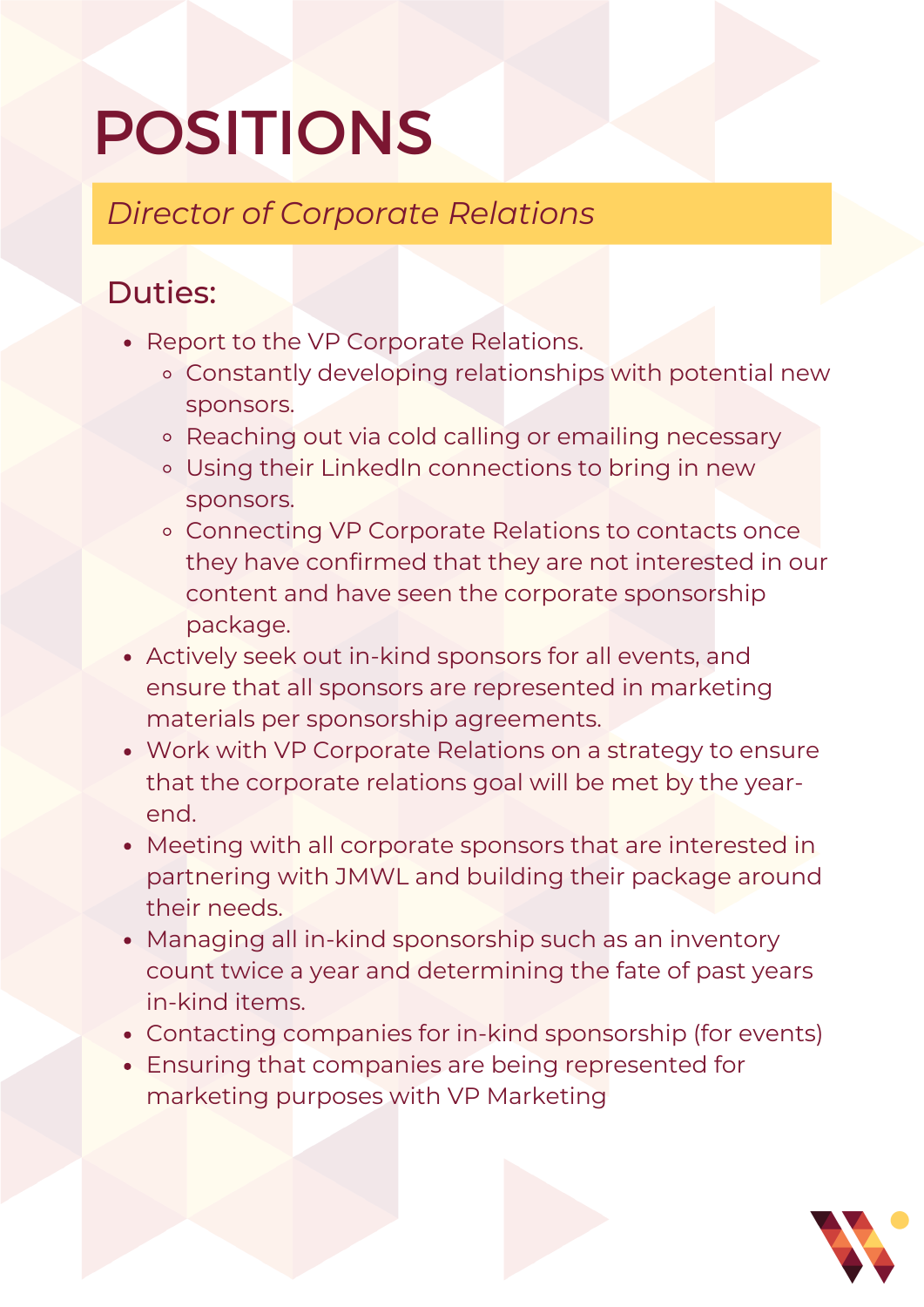# POSITIONS

## *Director of Corporate Relations*

### Duties:

- Report to the VP Corporate Relations.
  - Constantly developing relationships with potential new sponsors.
  - Reaching out via cold calling or emailing necessary
  - Using their LinkedIn connections to bring in new sponsors.
  - Connecting VP Corporate Relations to contacts once they have confirmed that they are not interested in our content and have seen the corporate sponsorship package.
- Actively seek out in-kind sponsors for all events, and ensure that all sponsors are represented in marketing materials per sponsorship agreements.
- Work with VP Corporate Relations on a strategy to ensure that the corporate relations goal will be met by the year-end.
- Meeting with all corporate sponsors that are interested in partnering with JMWL and building their package around their needs.
- Managing all in-kind sponsorship such as an inventory count twice a year and determining the fate of past years in-kind items.
- Contacting companies for in-kind sponsorship (for events)
- Ensuring that companies are being represented for marketing purposes with VP Marketing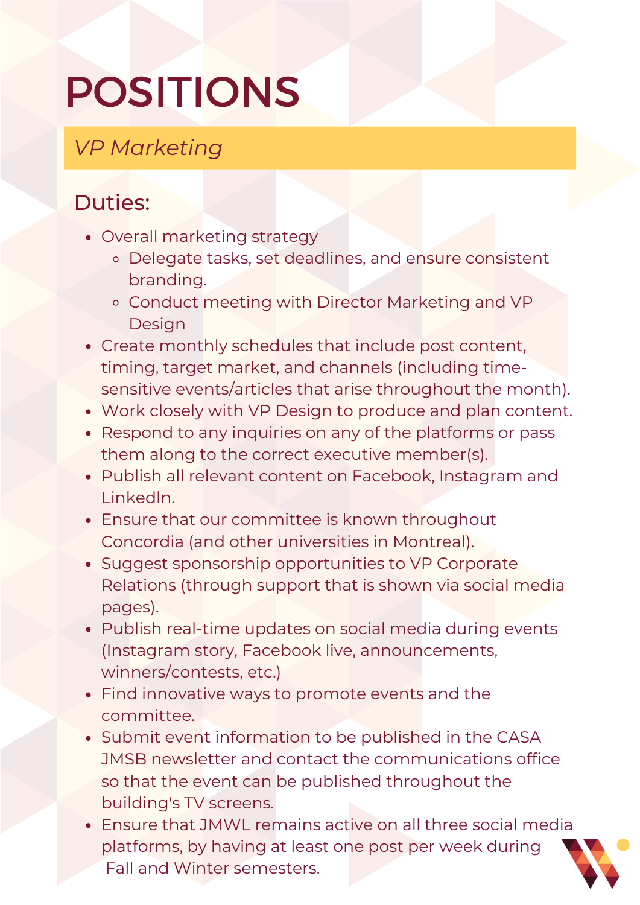# POSITIONS

## *VP Marketing*

### Duties:

- Overall marketing strategy
  - Delegate tasks, set deadlines, and ensure consistent branding.
  - Conduct meeting with Director Marketing and VP Design
- Create monthly schedules that include post content, timing, target market, and channels (including time-sensitive events/articles that arise throughout the month).
- Work closely with VP Design to produce and plan content.
- Respond to any inquiries on any of the platforms or pass them along to the correct executive member(s).
- Publish all relevant content on Facebook, Instagram and LinkedIn.
- Ensure that our committee is known throughout Concordia (and other universities in Montreal).
- Suggest sponsorship opportunities to VP Corporate Relations (through support that is shown via social media pages).
- Publish real-time updates on social media during events (Instagram story, Facebook live, announcements, winners/contests, etc.)
- Find innovative ways to promote events and the committee.
- Submit event information to be published in the CASA JMSB newsletter and contact the communications office so that the event can be published throughout the building's TV screens.
- Ensure that JMWL remains active on all three social media platforms, by having at least one post per week during Fall and Winter semesters.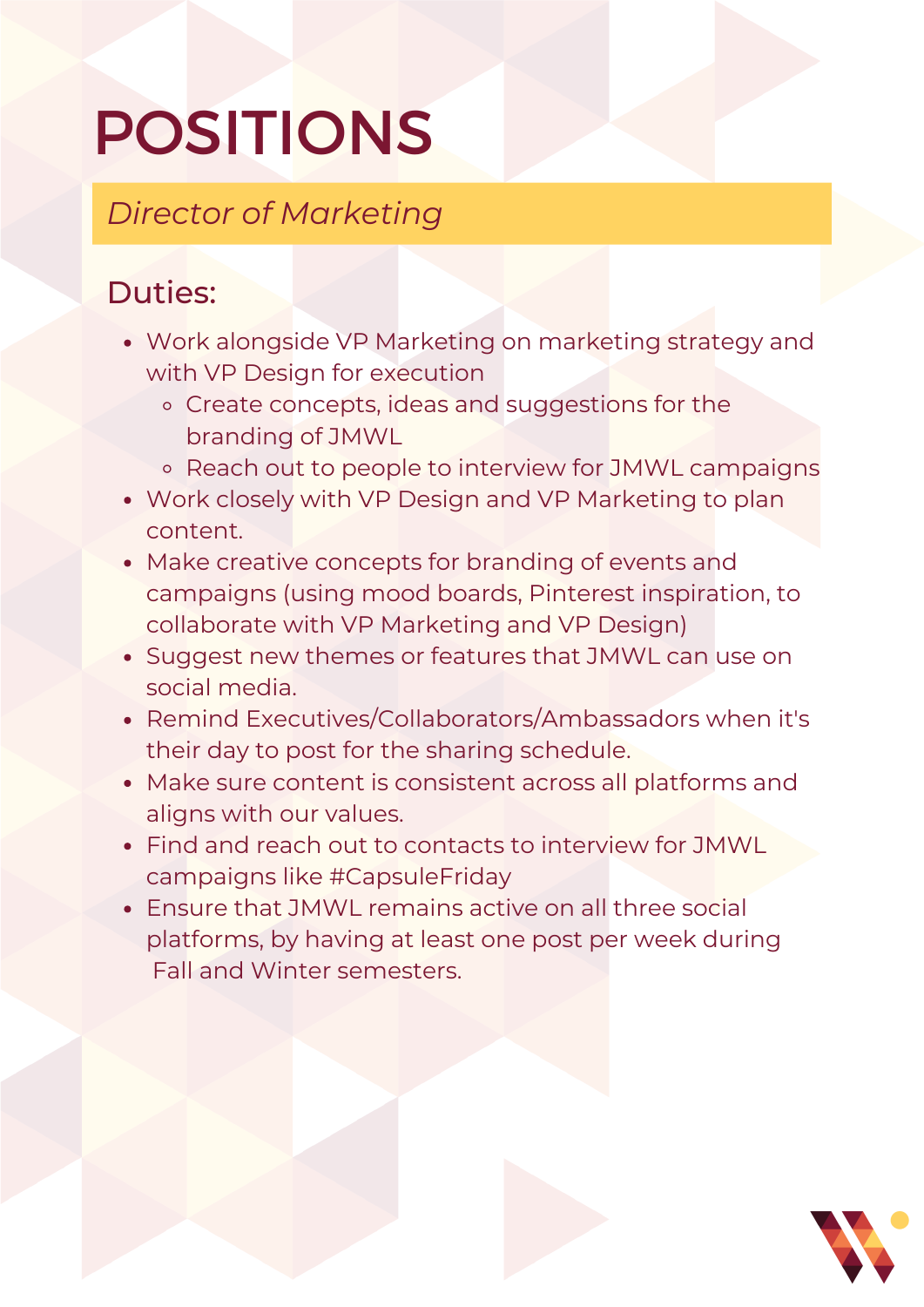# POSITIONS

## *Director of Marketing*

### Duties:

- Work alongside VP Marketing on marketing strategy and with VP Design for execution
    - Create concepts, ideas and suggestions for the branding of JMWL
    - Reach out to people to interview for JMWL campaigns
- Work closely with VP Design and VP Marketing to plan content.
- Make creative concepts for branding of events and campaigns (using mood boards, Pinterest inspiration, to collaborate with VP Marketing and VP Design)
- Suggest new themes or features that JMWL can use on social media.
- Remind Executives/Collaborators/Ambassadors when it's their day to post for the sharing schedule.
- Make sure content is consistent across all platforms and aligns with our values.
- Find and reach out to contacts to interview for JMWL campaigns like #CapsuleFriday
- Ensure that JMWL remains active on all three social platforms, by having at least one post per week during Fall and Winter semesters.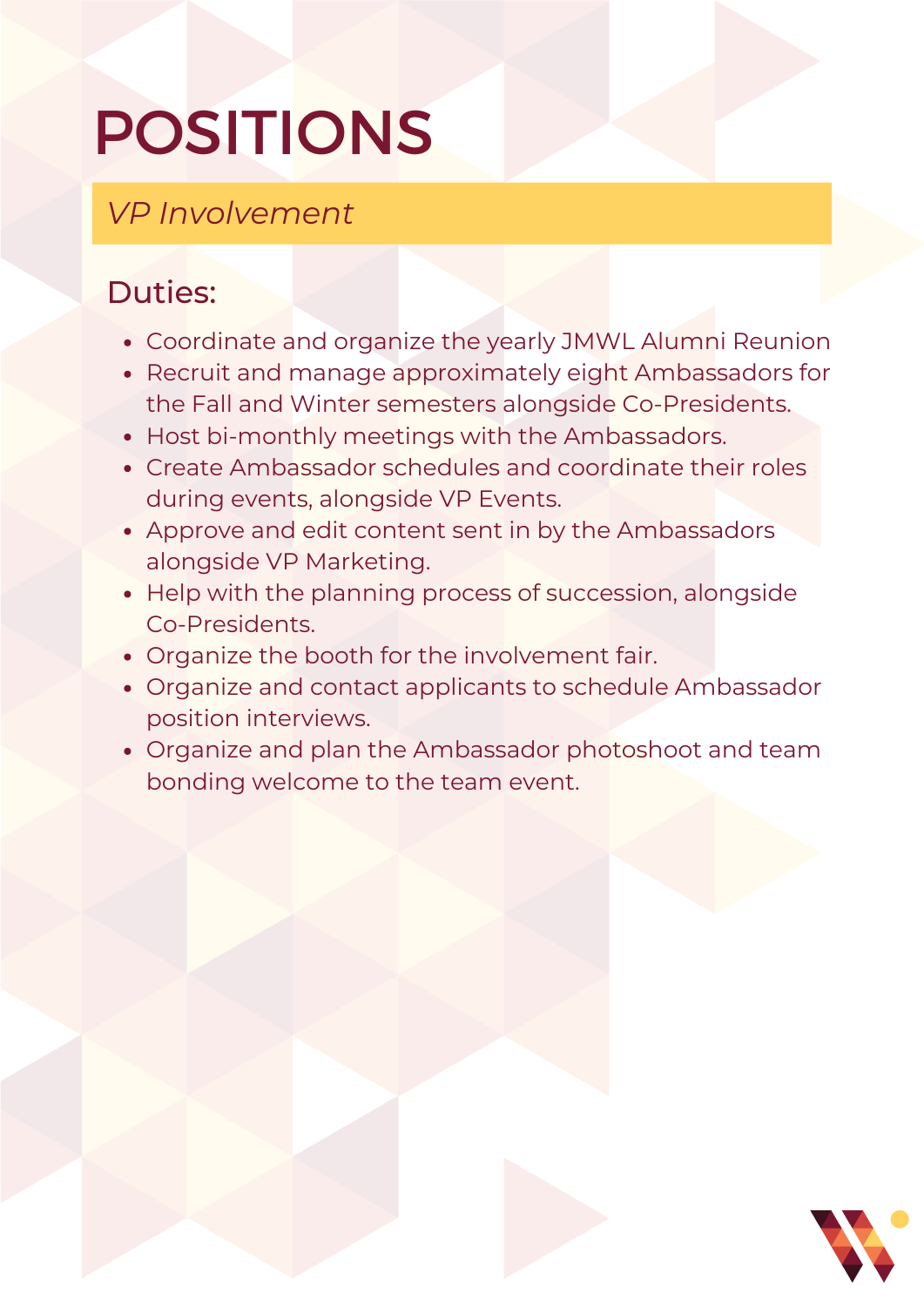# POSITIONS

## *VP Involvement*

### Duties:

- Coordinate and organize the yearly JMWL Alumni Reunion
- Recruit and manage approximately eight Ambassadors for the Fall and Winter semesters alongside Co-Presidents.
- Host bi-monthly meetings with the Ambassadors.
- Create Ambassador schedules and coordinate their roles during events, alongside VP Events.
- Approve and edit content sent in by the Ambassadors alongside VP Marketing.
- Help with the planning process of succession, alongside Co-Presidents.
- Organize the booth for the involvement fair.
- Organize and contact applicants to schedule Ambassador position interviews.
- Organize and plan the Ambassador photoshoot and team bonding welcome to the team event.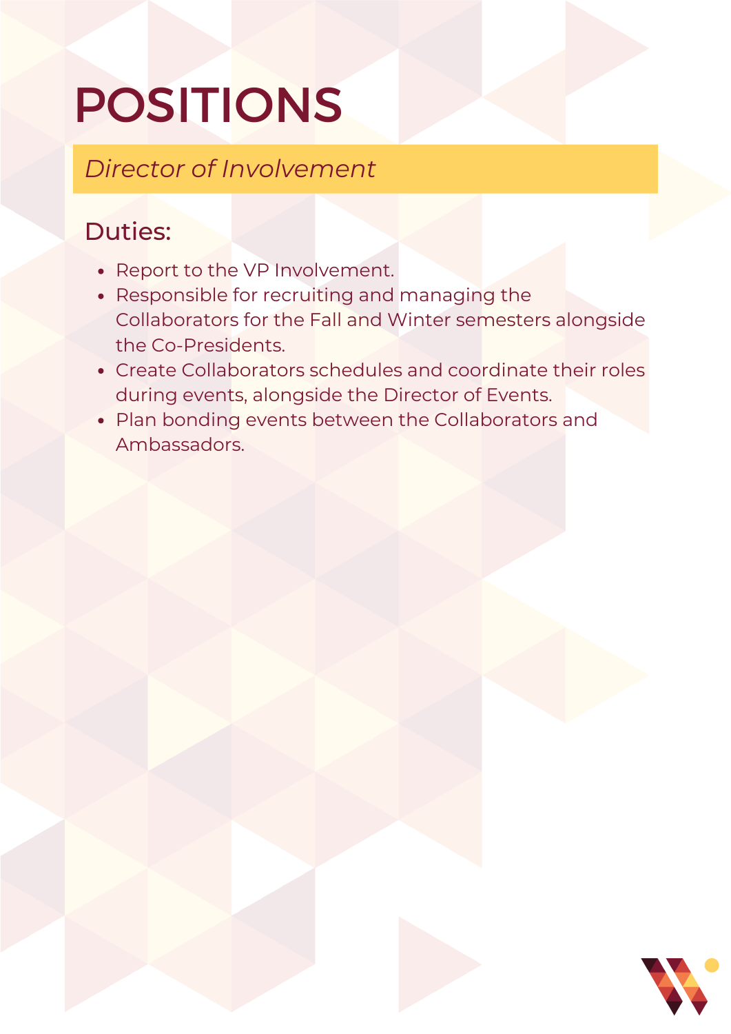# POSITIONS

## *Director of Involvement*

### Duties:

- Report to the VP Involvement.
- Responsible for recruiting and managing the Collaborators for the Fall and Winter semesters alongside the Co-Presidents.
- Create Collaborators schedules and coordinate their roles during events, alongside the Director of Events.
- Plan bonding events between the Collaborators and Ambassadors.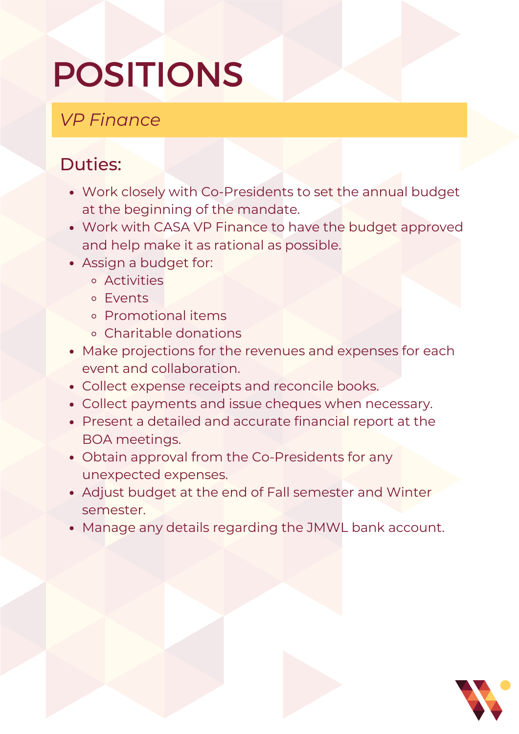# POSITIONS

## *VP Finance*

### Duties:

- Work closely with Co-Presidents to set the annual budget at the beginning of the mandate.
- Work with CASA VP Finance to have the budget approved and help make it as rational as possible.
- Assign a budget for:
  - Activities
  - Events
  - Promotional items
  - Charitable donations
- Make projections for the revenues and expenses for each event and collaboration.
- Collect expense receipts and reconcile books.
- Collect payments and issue cheques when necessary.
- Present a detailed and accurate financial report at the BOA meetings.
- Obtain approval from the Co-Presidents for any unexpected expenses.
- Adjust budget at the end of Fall semester and Winter semester.
- Manage any details regarding the JMWL bank account.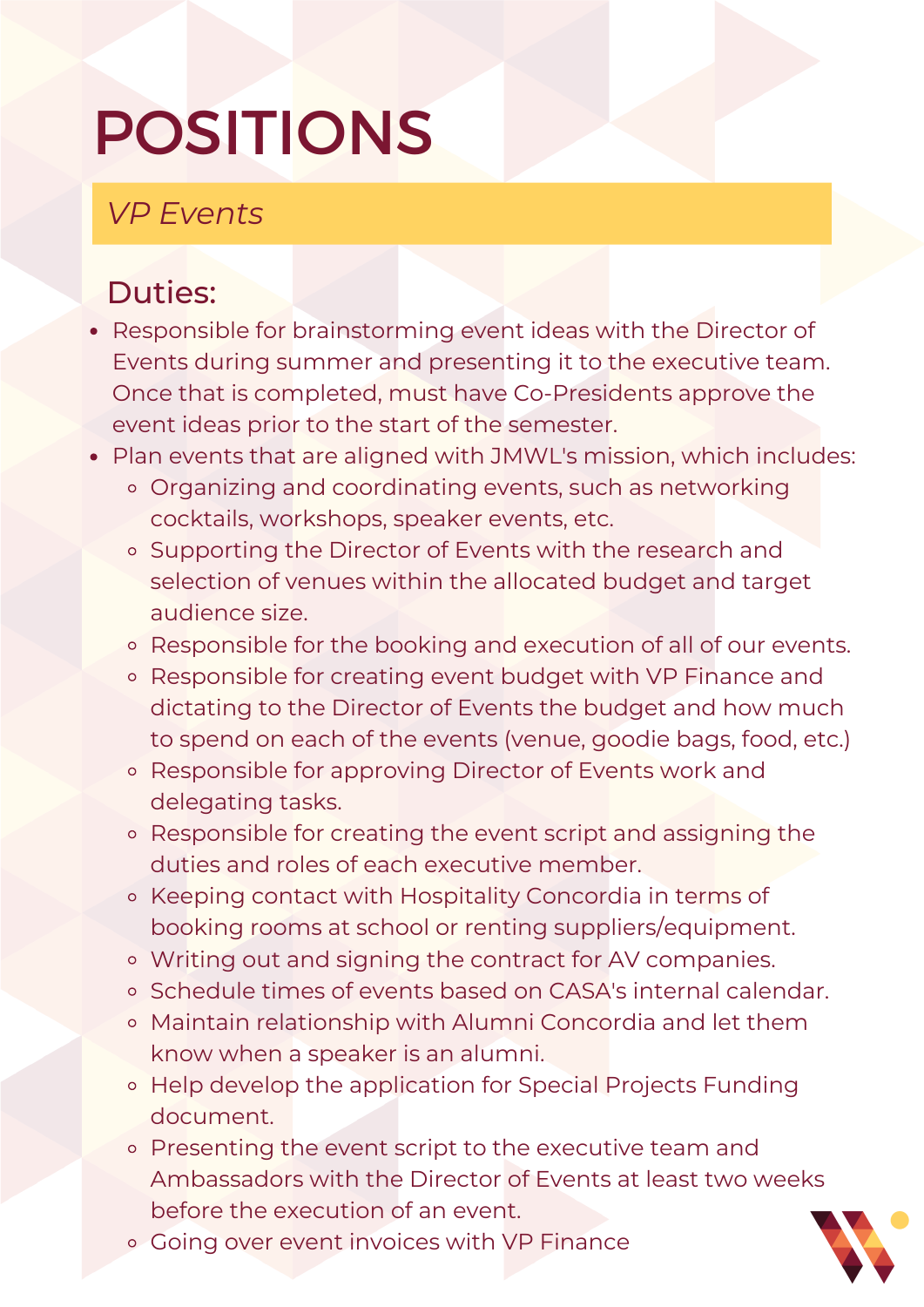# POSITIONS

## *VP Events*

### Duties:

- Responsible for brainstorming event ideas with the Director of Events during summer and presenting it to the executive team. Once that is completed, must have Co-Presidents approve the event ideas prior to the start of the semester.
- Plan events that are aligned with JMWL's mission, which includes:
  - Organizing and coordinating events, such as networking cocktails, workshops, speaker events, etc.
  - Supporting the Director of Events with the research and selection of venues within the allocated budget and target audience size.
  - Responsible for the booking and execution of all of our events.
  - Responsible for creating event budget with VP Finance and dictating to the Director of Events the budget and how much to spend on each of the events (venue, goodie bags, food, etc.)
  - Responsible for approving Director of Events work and delegating tasks.
  - Responsible for creating the event script and assigning the duties and roles of each executive member.
  - Keeping contact with Hospitality Concordia in terms of booking rooms at school or renting suppliers/equipment.
  - Writing out and signing the contract for AV companies.
  - Schedule times of events based on CASA's internal calendar.
  - Maintain relationship with Alumni Concordia and let them know when a speaker is an alumni.
  - Help develop the application for Special Projects Funding document.
  - Presenting the event script to the executive team and Ambassadors with the Director of Events at least two weeks before the execution of an event.
  - Going over event invoices with VP Finance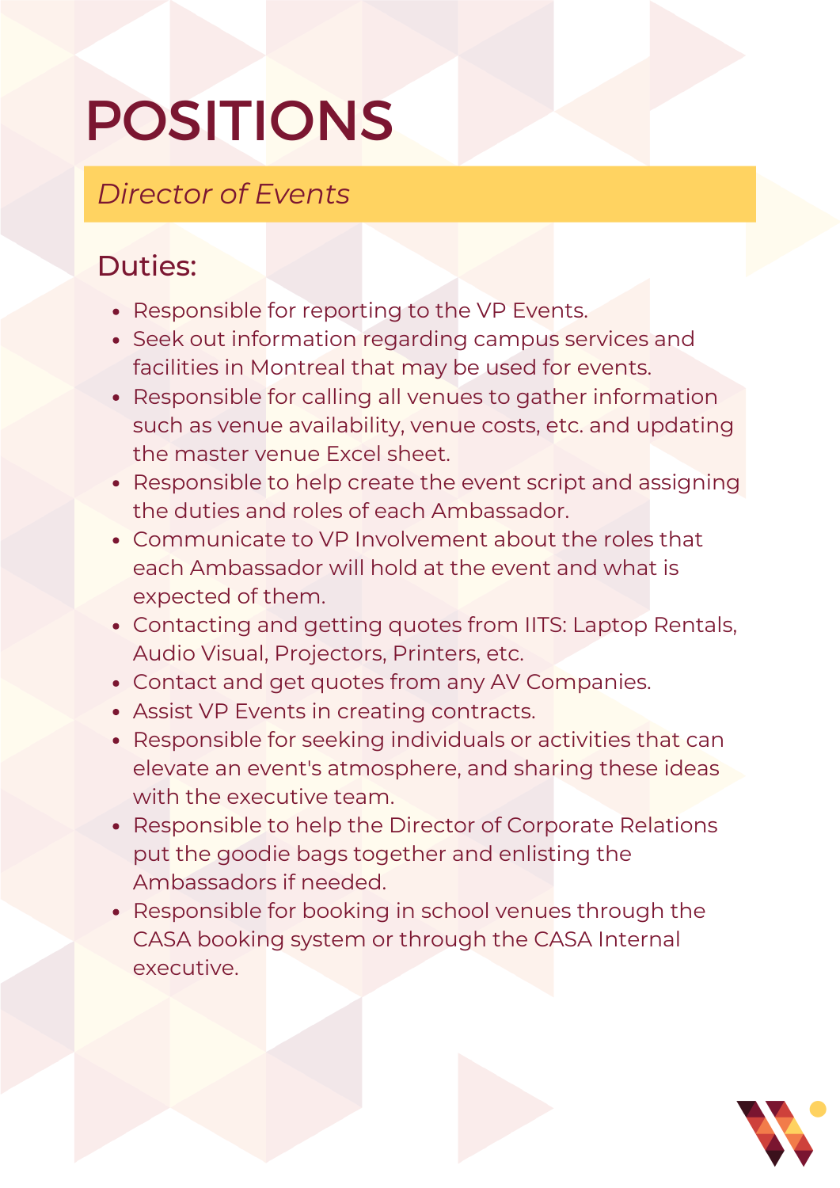# POSITIONS

## *Director of Events*

### Duties:

- Responsible for reporting to the VP Events.
- Seek out information regarding campus services and facilities in Montreal that may be used for events.
- Responsible for calling all venues to gather information such as venue availability, venue costs, etc. and updating the master venue Excel sheet.
- Responsible to help create the event script and assigning the duties and roles of each Ambassador.
- Communicate to VP Involvement about the roles that each Ambassador will hold at the event and what is expected of them.
- Contacting and getting quotes from IITS: Laptop Rentals, Audio Visual, Projectors, Printers, etc.
- Contact and get quotes from any AV Companies.
- Assist VP Events in creating contracts.
- Responsible for seeking individuals or activities that can elevate an event's atmosphere, and sharing these ideas with the executive team.
- Responsible to help the Director of Corporate Relations put the goodie bags together and enlisting the Ambassadors if needed.
- Responsible for booking in school venues through the CASA booking system or through the CASA Internal executive.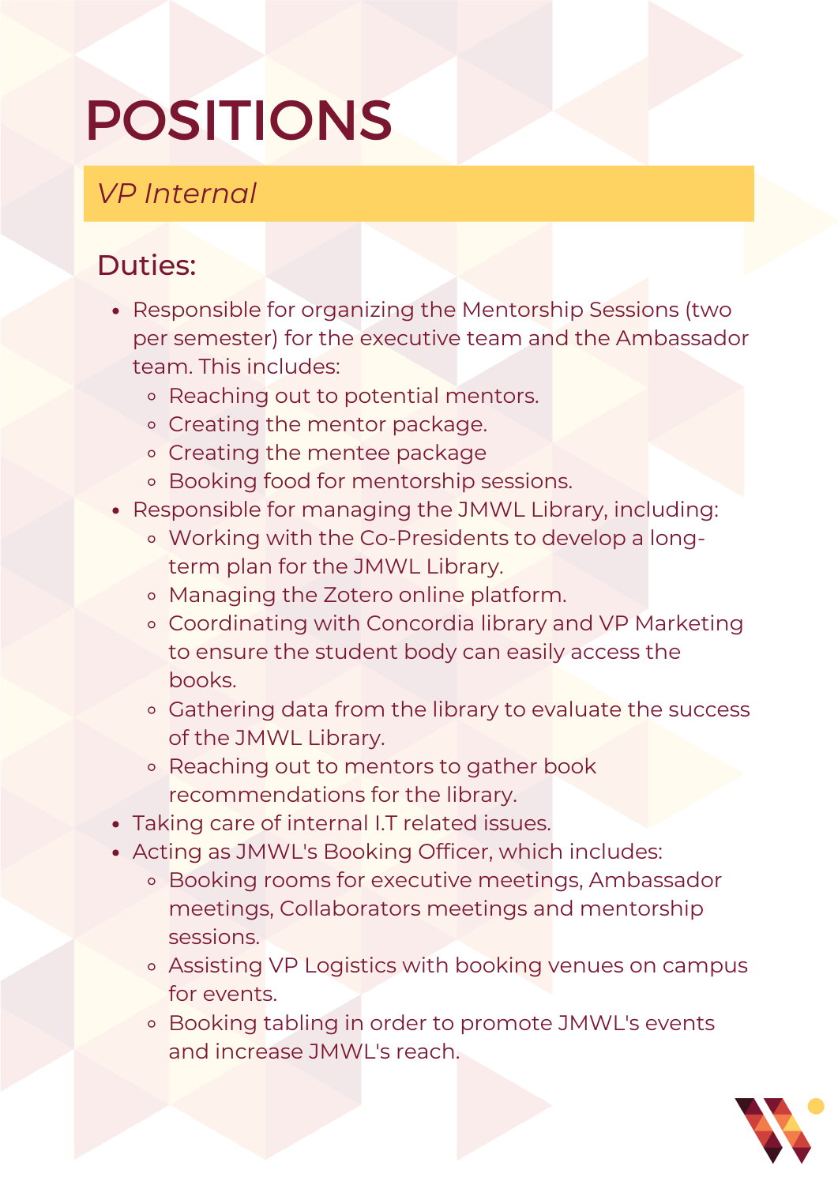# POSITIONS

## *VP Internal*

### Duties:

- Responsible for organizing the Mentorship Sessions (two per semester) for the executive team and the Ambassador team. This includes:
  - Reaching out to potential mentors.
  - Creating the mentor package.
  - Creating the mentee package
  - Booking food for mentorship sessions.
- Responsible for managing the JMWL Library, including:
  - Working with the Co-Presidents to develop a long-term plan for the JMWL Library.
  - Managing the Zotero online platform.
  - Coordinating with Concordia library and VP Marketing to ensure the student body can easily access the books.
  - Gathering data from the library to evaluate the success of the JMWL Library.
  - Reaching out to mentors to gather book recommendations for the library.
- Taking care of internal I.T related issues.
- Acting as JMWL's Booking Officer, which includes:
  - Booking rooms for executive meetings, Ambassador meetings, Collaborators meetings and mentorship sessions.
  - Assisting VP Logistics with booking venues on campus for events.
  - Booking tabling in order to promote JMWL's events and increase JMWL's reach.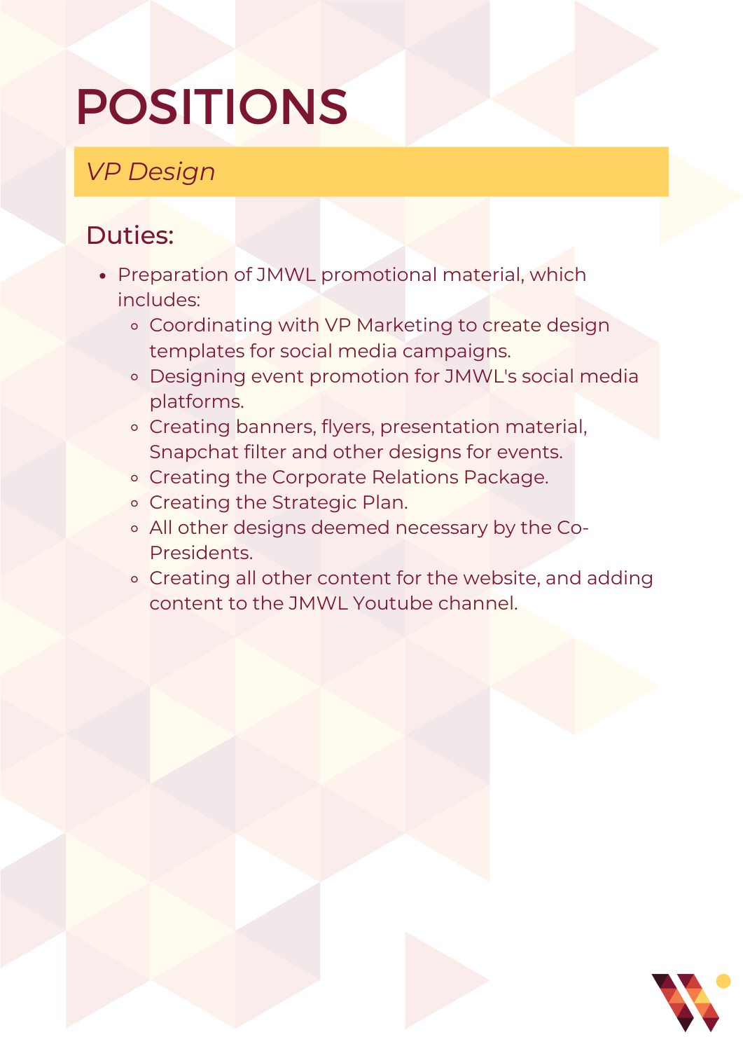# POSITIONS

## *VP Design*

### Duties:

- Preparation of JMWL promotional material, which includes:
  - Coordinating with VP Marketing to create design templates for social media campaigns.
  - Designing event promotion for JMWL's social media platforms.
  - Creating banners, flyers, presentation material, Snapchat filter and other designs for events.
  - Creating the Corporate Relations Package.
  - Creating the Strategic Plan.
  - All other designs deemed necessary by the Co-Presidents.
  - Creating all other content for the website, and adding content to the JMWL Youtube channel.